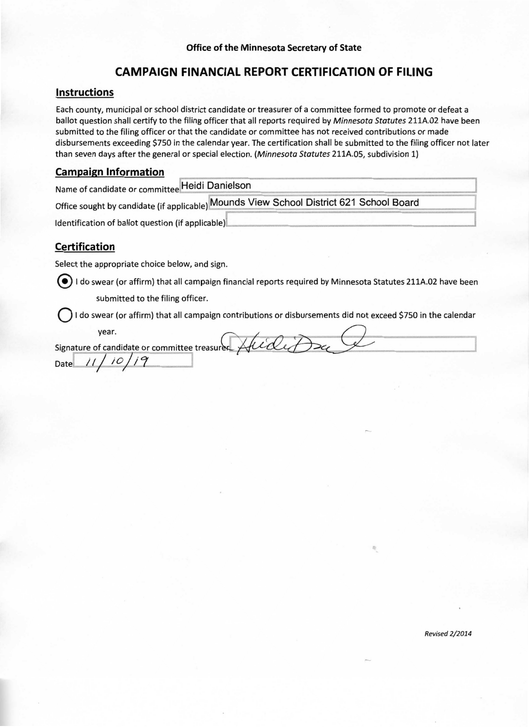**Office of the Minnesota Secretary of State**

# CAMPAIGN FINANCIAL REPORT CERTIFICATION OF FILING

## Instructions

Each county, municipal or school district candidate or treasurer of a committee formed to promote or defeat a ballot question shall certify to the filing officer that all reports required by *Minnesota Statutes* 211A.02 have been submitted to the filing officer or that the candidate or committee has not received contributions or made disbursements exceeding $750 in the calendar year. The certification shall be submitted to the filing officer not later than seven days after the general or special election. (*Minnesota Statutes* 211A.05, subdivision 1)

## Campaign Information

Name of candidate or committee: Heidi Danielson

Office sought by candidate (if applicable): Mounds View School District 621 School Board

Identification of ballot question (if applicable):

## Certification

Select the appropriate choice below, and sign.

- (●) I do swear (or affirm) that all campaign financial reports required by Minnesota Statutes 211A.02 have been submitted to the filing officer.
- ( ) I do swear (or affirm) that all campaign contributions or disbursements did not exceed $750 in the calendar year.

Signature of candidate or committee treasurer: Heidi Danielson

Date: 11/10/19

*Revised 2/2014*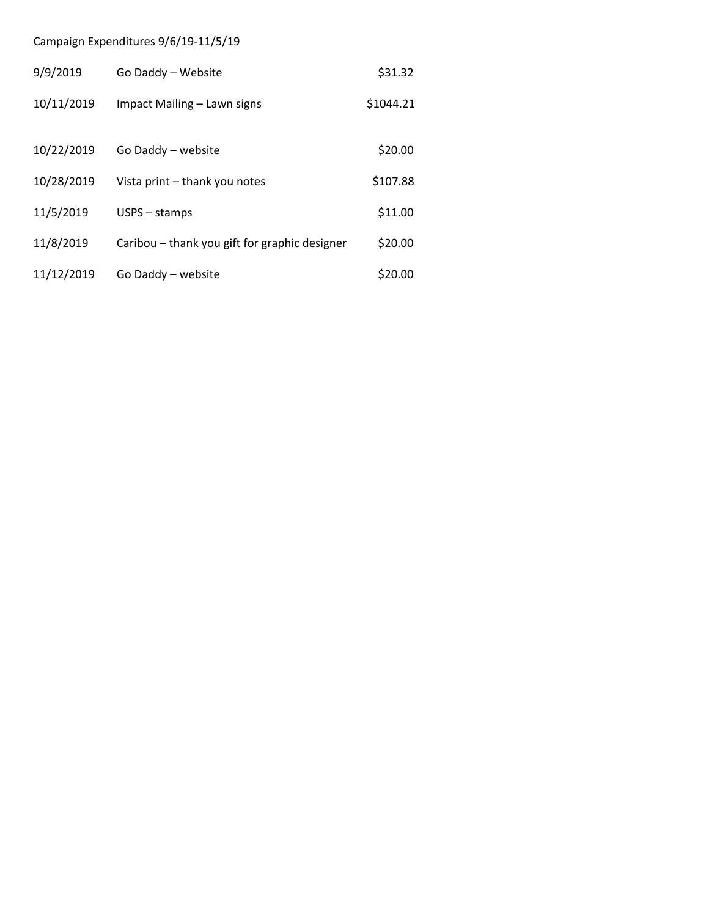Campaign Expenditures 9/6/19-11/5/19

| | | |
|---|---|---|
| 9/9/2019 | Go Daddy – Website | $31.32 |
| 10/11/2019 | Impact Mailing – Lawn signs | $1044.21 |
| 10/22/2019 | Go Daddy – website | $20.00 |
| 10/28/2019 | Vista print – thank you notes | $107.88 |
| 11/5/2019 | USPS – stamps | $11.00 |
| 11/8/2019 | Caribou – thank you gift for graphic designer | $20.00 |
| 11/12/2019 | Go Daddy – website | $20.00 |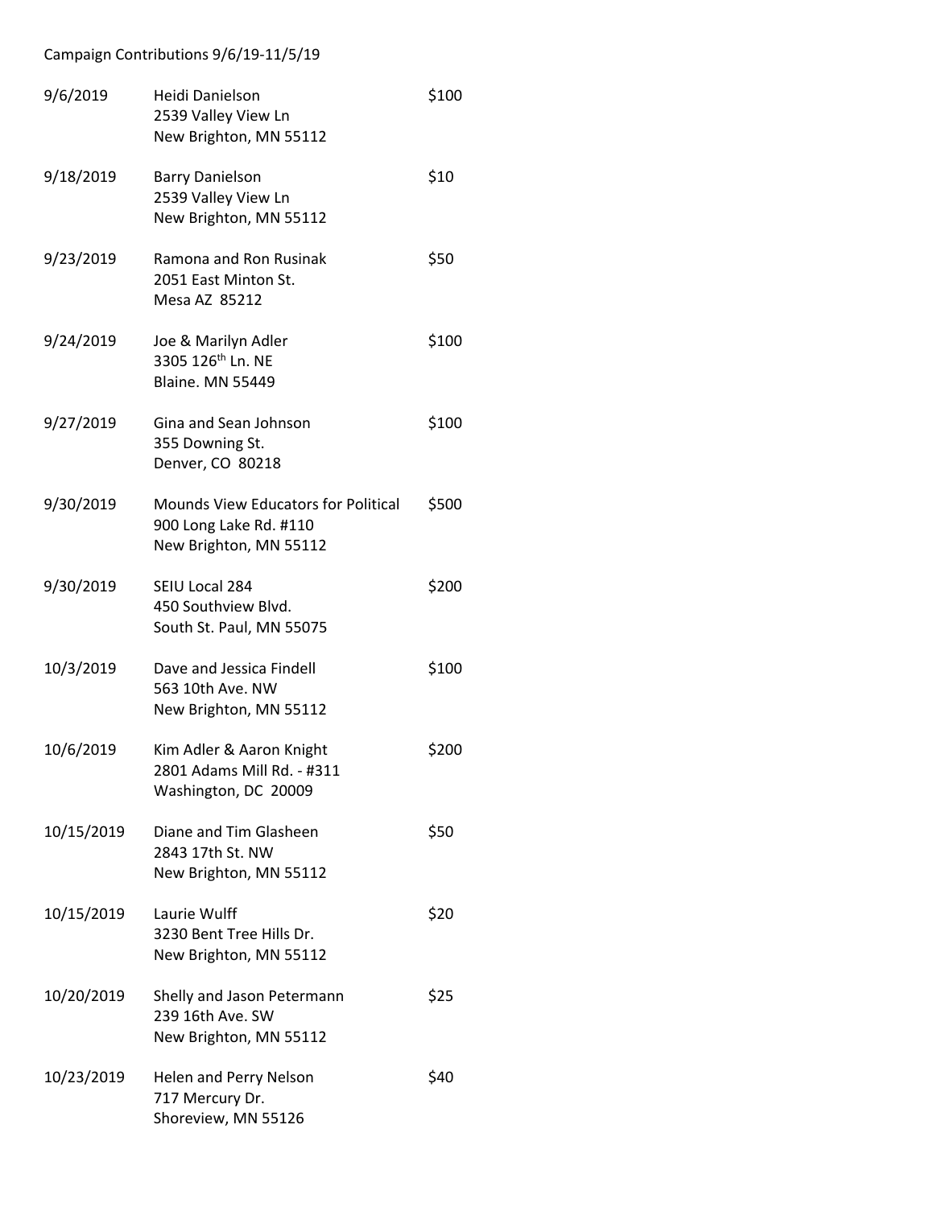Campaign Contributions 9/6/19-11/5/19

| | | |
|---|---|---|
| 9/6/2019 | Heidi Danielson<br>2539 Valley View Ln<br>New Brighton, MN 55112 | $100 |
| 9/18/2019 | Barry Danielson<br>2539 Valley View Ln<br>New Brighton, MN 55112 | $10 |
| 9/23/2019 | Ramona and Ron Rusinak<br>2051 East Minton St.<br>Mesa AZ 85212 | $50 |
| 9/24/2019 | Joe & Marilyn Adler<br>3305 126th Ln. NE<br>Blaine. MN 55449 | $100 |
| 9/27/2019 | Gina and Sean Johnson<br>355 Downing St.<br>Denver, CO 80218 | $100 |
| 9/30/2019 | Mounds View Educators for Political<br>900 Long Lake Rd. #110<br>New Brighton, MN 55112 | $500 |
| 9/30/2019 | SEIU Local 284<br>450 Southview Blvd.<br>South St. Paul, MN 55075 | $200 |
| 10/3/2019 | Dave and Jessica Findell<br>563 10th Ave. NW<br>New Brighton, MN 55112 | $100 |
| 10/6/2019 | Kim Adler & Aaron Knight<br>2801 Adams Mill Rd. - #311<br>Washington, DC 20009 | $200 |
| 10/15/2019 | Diane and Tim Glasheen<br>2843 17th St. NW<br>New Brighton, MN 55112 | $50 |
| 10/15/2019 | Laurie Wulff<br>3230 Bent Tree Hills Dr.<br>New Brighton, MN 55112 | $20 |
| 10/20/2019 | Shelly and Jason Petermann<br>239 16th Ave. SW<br>New Brighton, MN 55112 | $25 |
| 10/23/2019 | Helen and Perry Nelson<br>717 Mercury Dr.<br>Shoreview, MN 55126 | $40 |